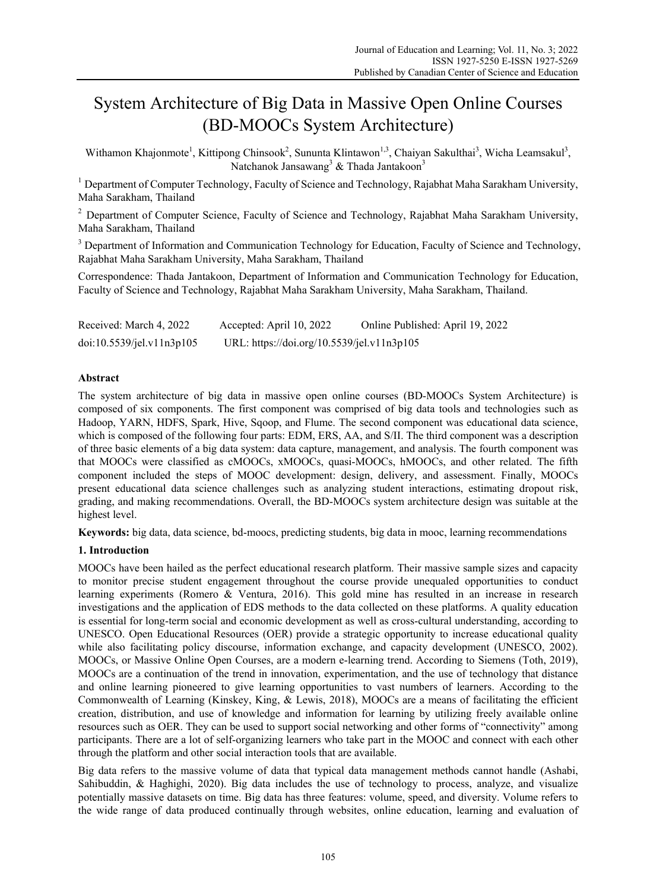# System Architecture of Big Data in Massive Open Online Courses (BD-MOOCs System Architecture)

Withamon Khajonmote[1], Kittipong Chinsook[2], Sununta Klintawon[1,3], Chaiyan Sakulthai[3], Wicha Leamsakul[3], Natchanok Jansawang[3] & Thada Jantakoon[3]

[1] Department of Computer Technology, Faculty of Science and Technology, Rajabhat Maha Sarakham University, Maha Sarakham, Thailand

[2] Department of Computer Science, Faculty of Science and Technology, Rajabhat Maha Sarakham University, Maha Sarakham, Thailand

[3] Department of Information and Communication Technology for Education, Faculty of Science and Technology, Rajabhat Maha Sarakham University, Maha Sarakham, Thailand

Correspondence: Thada Jantakoon, Department of Information and Communication Technology for Education, Faculty of Science and Technology, Rajabhat Maha Sarakham University, Maha Sarakham, Thailand.

Received: March 4, 2022 Accepted: April 10, 2022 Online Published: April 19, 2022

doi:10.5539/jel.v11n3p105 URL: https://doi.org/10.5539/jel.v11n3p105

## Abstract

The system architecture of big data in massive open online courses (BD-MOOCs System Architecture) is composed of six components. The first component was comprised of big data tools and technologies such as Hadoop, YARN, HDFS, Spark, Hive, Sqoop, and Flume. The second component was educational data science, which is composed of the following four parts: EDM, ERS, AA, and S/II. The third component was a description of three basic elements of a big data system: data capture, management, and analysis. The fourth component was that MOOCs were classified as cMOOCs, xMOOCs, quasi-MOOCs, hMOOCs, and other related. The fifth component included the steps of MOOC development: design, delivery, and assessment. Finally, MOOCs present educational data science challenges such as analyzing student interactions, estimating dropout risk, grading, and making recommendations. Overall, the BD-MOOCs system architecture design was suitable at the highest level.

**Keywords:** big data, data science, bd-moocs, predicting students, big data in mooc, learning recommendations

## 1. Introduction

MOOCs have been hailed as the perfect educational research platform. Their massive sample sizes and capacity to monitor precise student engagement throughout the course provide unequaled opportunities to conduct learning experiments (Romero & Ventura, 2016). This gold mine has resulted in an increase in research investigations and the application of EDS methods to the data collected on these platforms. A quality education is essential for long-term social and economic development as well as cross-cultural understanding, according to UNESCO. Open Educational Resources (OER) provide a strategic opportunity to increase educational quality while also facilitating policy discourse, information exchange, and capacity development (UNESCO, 2002). MOOCs, or Massive Online Open Courses, are a modern e-learning trend. According to Siemens (Toth, 2019), MOOCs are a continuation of the trend in innovation, experimentation, and the use of technology that distance and online learning pioneered to give learning opportunities to vast numbers of learners. According to the Commonwealth of Learning (Kinskey, King, & Lewis, 2018), MOOCs are a means of facilitating the efficient creation, distribution, and use of knowledge and information for learning by utilizing freely available online resources such as OER. They can be used to support social networking and other forms of "connectivity" among participants. There are a lot of self-organizing learners who take part in the MOOC and connect with each other through the platform and other social interaction tools that are available.

Big data refers to the massive volume of data that typical data management methods cannot handle (Ashabi, Sahibuddin, & Haghighi, 2020). Big data includes the use of technology to process, analyze, and visualize potentially massive datasets on time. Big data has three features: volume, speed, and diversity. Volume refers to the wide range of data produced continually through websites, online education, learning and evaluation of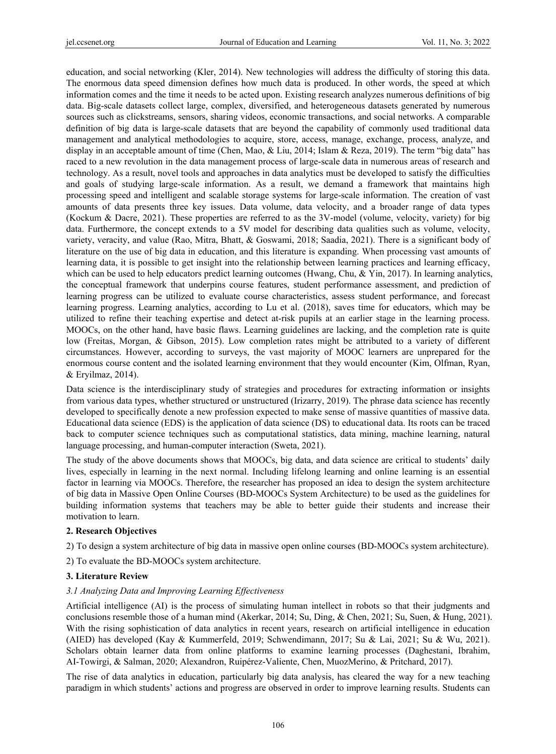education, and social networking (Kler, 2014). New technologies will address the difficulty of storing this data. The enormous data speed dimension defines how much data is produced. In other words, the speed at which information comes and the time it needs to be acted upon. Existing research analyzes numerous definitions of big data. Big-scale datasets collect large, complex, diversified, and heterogeneous datasets generated by numerous sources such as clickstreams, sensors, sharing videos, economic transactions, and social networks. A comparable definition of big data is large-scale datasets that are beyond the capability of commonly used traditional data management and analytical methodologies to acquire, store, access, manage, exchange, process, analyze, and display in an acceptable amount of time (Chen, Mao, & Liu, 2014; Islam & Reza, 2019). The term "big data" has raced to a new revolution in the data management process of large-scale data in numerous areas of research and technology. As a result, novel tools and approaches in data analytics must be developed to satisfy the difficulties and goals of studying large-scale information. As a result, we demand a framework that maintains high processing speed and intelligent and scalable storage systems for large-scale information. The creation of vast amounts of data presents three key issues. Data volume, data velocity, and a broader range of data types (Kockum & Dacre, 2021). These properties are referred to as the 3V-model (volume, velocity, variety) for big data. Furthermore, the concept extends to a 5V model for describing data qualities such as volume, velocity, variety, veracity, and value (Rao, Mitra, Bhatt, & Goswami, 2018; Saadia, 2021). There is a significant body of literature on the use of big data in education, and this literature is expanding. When processing vast amounts of learning data, it is possible to get insight into the relationship between learning practices and learning efficacy, which can be used to help educators predict learning outcomes (Hwang, Chu, & Yin, 2017). In learning analytics, the conceptual framework that underpins course features, student performance assessment, and prediction of learning progress can be utilized to evaluate course characteristics, assess student performance, and forecast learning progress. Learning analytics, according to Lu et al. (2018), saves time for educators, which may be utilized to refine their teaching expertise and detect at-risk pupils at an earlier stage in the learning process. MOOCs, on the other hand, have basic flaws. Learning guidelines are lacking, and the completion rate is quite low (Freitas, Morgan, & Gibson, 2015). Low completion rates might be attributed to a variety of different circumstances. However, according to surveys, the vast majority of MOOC learners are unprepared for the enormous course content and the isolated learning environment that they would encounter (Kim, Olfman, Ryan, & Eryilmaz, 2014).

Data science is the interdisciplinary study of strategies and procedures for extracting information or insights from various data types, whether structured or unstructured (Irizarry, 2019). The phrase data science has recently developed to specifically denote a new profession expected to make sense of massive quantities of massive data. Educational data science (EDS) is the application of data science (DS) to educational data. Its roots can be traced back to computer science techniques such as computational statistics, data mining, machine learning, natural language processing, and human-computer interaction (Sweta, 2021).

The study of the above documents shows that MOOCs, big data, and data science are critical to students' daily lives, especially in learning in the next normal. Including lifelong learning and online learning is an essential factor in learning via MOOCs. Therefore, the researcher has proposed an idea to design the system architecture of big data in Massive Open Online Courses (BD-MOOCs System Architecture) to be used as the guidelines for building information systems that teachers may be able to better guide their students and increase their motivation to learn.

## 2. Research Objectives

2) To design a system architecture of big data in massive open online courses (BD-MOOCs system architecture).

2) To evaluate the BD-MOOCs system architecture.

## 3. Literature Review

### *3.1 Analyzing Data and Improving Learning Effectiveness*

Artificial intelligence (AI) is the process of simulating human intellect in robots so that their judgments and conclusions resemble those of a human mind (Akerkar, 2014; Su, Ding, & Chen, 2021; Su, Suen, & Hung, 2021). With the rising sophistication of data analytics in recent years, research on artificial intelligence in education (AIED) has developed (Kay & Kummerfeld, 2019; Schwendimann, 2017; Su & Lai, 2021; Su & Wu, 2021). Scholars obtain learner data from online platforms to examine learning processes (Daghestani, Ibrahim, AI-Towirgi, & Salman, 2020; Alexandron, Ruipérez-Valiente, Chen, MuozMerino, & Pritchard, 2017).

The rise of data analytics in education, particularly big data analysis, has cleared the way for a new teaching paradigm in which students' actions and progress are observed in order to improve learning results. Students can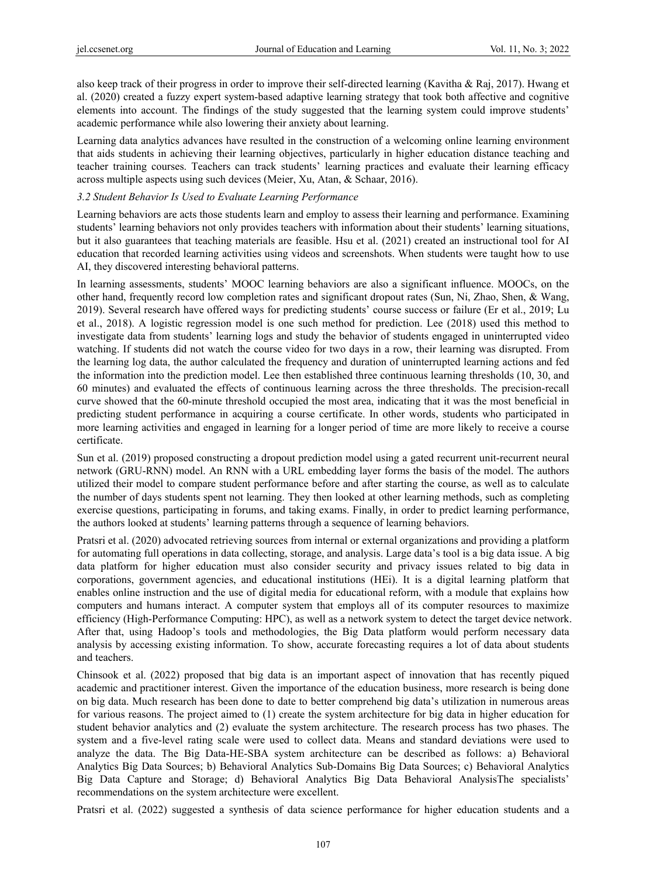also keep track of their progress in order to improve their self-directed learning (Kavitha & Raj, 2017). Hwang et al. (2020) created a fuzzy expert system-based adaptive learning strategy that took both affective and cognitive elements into account. The findings of the study suggested that the learning system could improve students' academic performance while also lowering their anxiety about learning.

Learning data analytics advances have resulted in the construction of a welcoming online learning environment that aids students in achieving their learning objectives, particularly in higher education distance teaching and teacher training courses. Teachers can track students' learning practices and evaluate their learning efficacy across multiple aspects using such devices (Meier, Xu, Atan, & Schaar, 2016).

### *3.2 Student Behavior Is Used to Evaluate Learning Performance*

Learning behaviors are acts those students learn and employ to assess their learning and performance. Examining students' learning behaviors not only provides teachers with information about their students' learning situations, but it also guarantees that teaching materials are feasible. Hsu et al. (2021) created an instructional tool for AI education that recorded learning activities using videos and screenshots. When students were taught how to use AI, they discovered interesting behavioral patterns.

In learning assessments, students' MOOC learning behaviors are also a significant influence. MOOCs, on the other hand, frequently record low completion rates and significant dropout rates (Sun, Ni, Zhao, Shen, & Wang, 2019). Several research have offered ways for predicting students' course success or failure (Er et al., 2019; Lu et al., 2018). A logistic regression model is one such method for prediction. Lee (2018) used this method to investigate data from students' learning logs and study the behavior of students engaged in uninterrupted video watching. If students did not watch the course video for two days in a row, their learning was disrupted. From the learning log data, the author calculated the frequency and duration of uninterrupted learning actions and fed the information into the prediction model. Lee then established three continuous learning thresholds (10, 30, and 60 minutes) and evaluated the effects of continuous learning across the three thresholds. The precision-recall curve showed that the 60-minute threshold occupied the most area, indicating that it was the most beneficial in predicting student performance in acquiring a course certificate. In other words, students who participated in more learning activities and engaged in learning for a longer period of time are more likely to receive a course certificate.

Sun et al. (2019) proposed constructing a dropout prediction model using a gated recurrent unit-recurrent neural network (GRU-RNN) model. An RNN with a URL embedding layer forms the basis of the model. The authors utilized their model to compare student performance before and after starting the course, as well as to calculate the number of days students spent not learning. They then looked at other learning methods, such as completing exercise questions, participating in forums, and taking exams. Finally, in order to predict learning performance, the authors looked at students' learning patterns through a sequence of learning behaviors.

Pratsri et al. (2020) advocated retrieving sources from internal or external organizations and providing a platform for automating full operations in data collecting, storage, and analysis. Large data's tool is a big data issue. A big data platform for higher education must also consider security and privacy issues related to big data in corporations, government agencies, and educational institutions (HEi). It is a digital learning platform that enables online instruction and the use of digital media for educational reform, with a module that explains how computers and humans interact. A computer system that employs all of its computer resources to maximize efficiency (High-Performance Computing: HPC), as well as a network system to detect the target device network. After that, using Hadoop's tools and methodologies, the Big Data platform would perform necessary data analysis by accessing existing information. To show, accurate forecasting requires a lot of data about students and teachers.

Chinsook et al. (2022) proposed that big data is an important aspect of innovation that has recently piqued academic and practitioner interest. Given the importance of the education business, more research is being done on big data. Much research has been done to date to better comprehend big data's utilization in numerous areas for various reasons. The project aimed to (1) create the system architecture for big data in higher education for student behavior analytics and (2) evaluate the system architecture. The research process has two phases. The system and a five-level rating scale were used to collect data. Means and standard deviations were used to analyze the data. The Big Data-HE-SBA system architecture can be described as follows: a) Behavioral Analytics Big Data Sources; b) Behavioral Analytics Sub-Domains Big Data Sources; c) Behavioral Analytics Big Data Capture and Storage; d) Behavioral Analytics Big Data Behavioral AnalysisThe specialists' recommendations on the system architecture were excellent.

Pratsri et al. (2022) suggested a synthesis of data science performance for higher education students and a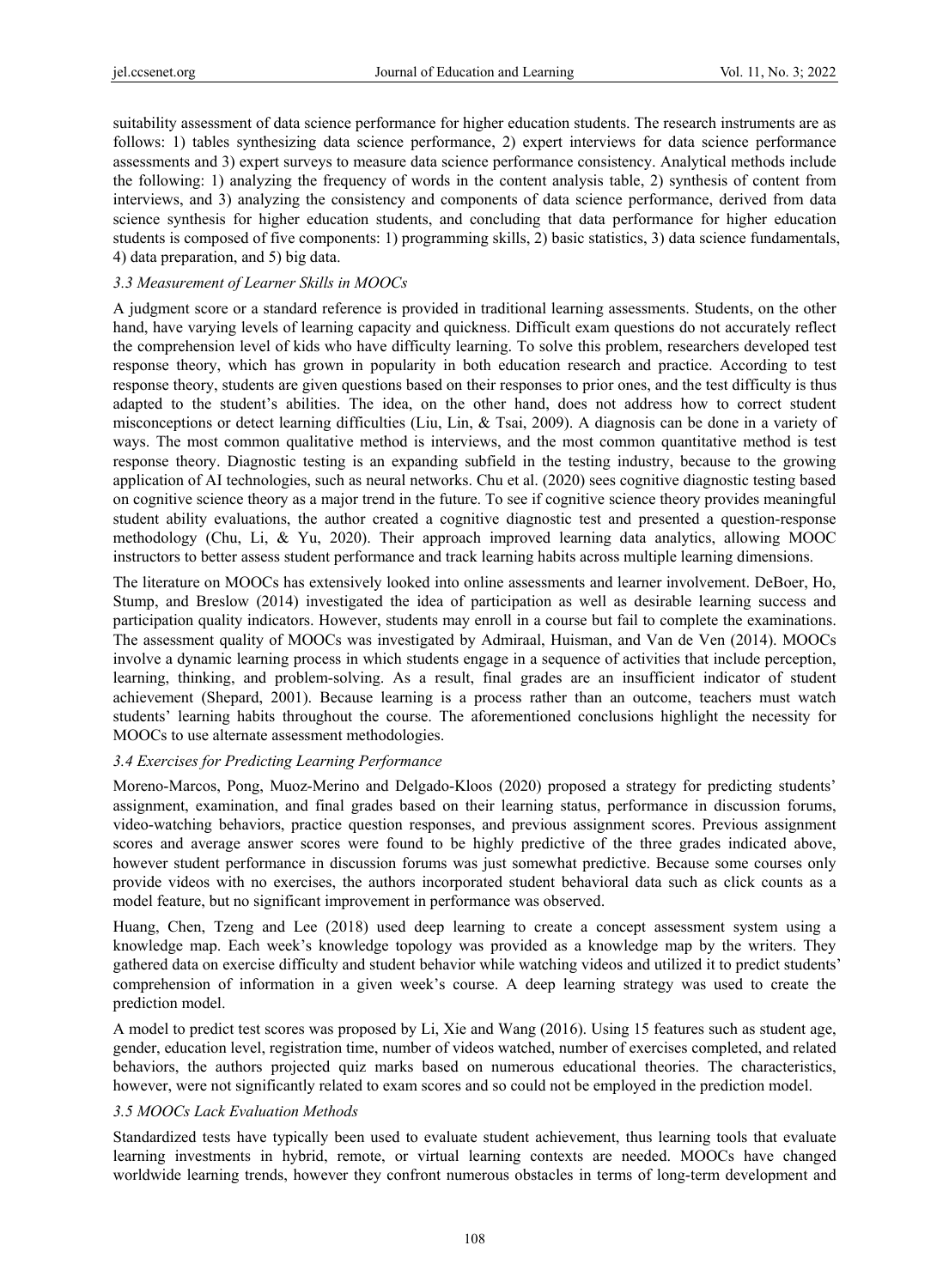suitability assessment of data science performance for higher education students. The research instruments are as follows: 1) tables synthesizing data science performance, 2) expert interviews for data science performance assessments and 3) expert surveys to measure data science performance consistency. Analytical methods include the following: 1) analyzing the frequency of words in the content analysis table, 2) synthesis of content from interviews, and 3) analyzing the consistency and components of data science performance, derived from data science synthesis for higher education students, and concluding that data performance for higher education students is composed of five components: 1) programming skills, 2) basic statistics, 3) data science fundamentals, 4) data preparation, and 5) big data.

### *3.3 Measurement of Learner Skills in MOOCs*

A judgment score or a standard reference is provided in traditional learning assessments. Students, on the other hand, have varying levels of learning capacity and quickness. Difficult exam questions do not accurately reflect the comprehension level of kids who have difficulty learning. To solve this problem, researchers developed test response theory, which has grown in popularity in both education research and practice. According to test response theory, students are given questions based on their responses to prior ones, and the test difficulty is thus adapted to the student's abilities. The idea, on the other hand, does not address how to correct student misconceptions or detect learning difficulties (Liu, Lin, & Tsai, 2009). A diagnosis can be done in a variety of ways. The most common qualitative method is interviews, and the most common quantitative method is test response theory. Diagnostic testing is an expanding subfield in the testing industry, because to the growing application of AI technologies, such as neural networks. Chu et al. (2020) sees cognitive diagnostic testing based on cognitive science theory as a major trend in the future. To see if cognitive science theory provides meaningful student ability evaluations, the author created a cognitive diagnostic test and presented a question-response methodology (Chu, Li, & Yu, 2020). Their approach improved learning data analytics, allowing MOOC instructors to better assess student performance and track learning habits across multiple learning dimensions.

The literature on MOOCs has extensively looked into online assessments and learner involvement. DeBoer, Ho, Stump, and Breslow (2014) investigated the idea of participation as well as desirable learning success and participation quality indicators. However, students may enroll in a course but fail to complete the examinations. The assessment quality of MOOCs was investigated by Admiraal, Huisman, and Van de Ven (2014). MOOCs involve a dynamic learning process in which students engage in a sequence of activities that include perception, learning, thinking, and problem-solving. As a result, final grades are an insufficient indicator of student achievement (Shepard, 2001). Because learning is a process rather than an outcome, teachers must watch students' learning habits throughout the course. The aforementioned conclusions highlight the necessity for MOOCs to use alternate assessment methodologies.

### *3.4 Exercises for Predicting Learning Performance*

Moreno-Marcos, Pong, Muoz-Merino and Delgado-Kloos (2020) proposed a strategy for predicting students' assignment, examination, and final grades based on their learning status, performance in discussion forums, video-watching behaviors, practice question responses, and previous assignment scores. Previous assignment scores and average answer scores were found to be highly predictive of the three grades indicated above, however student performance in discussion forums was just somewhat predictive. Because some courses only provide videos with no exercises, the authors incorporated student behavioral data such as click counts as a model feature, but no significant improvement in performance was observed.

Huang, Chen, Tzeng and Lee (2018) used deep learning to create a concept assessment system using a knowledge map. Each week's knowledge topology was provided as a knowledge map by the writers. They gathered data on exercise difficulty and student behavior while watching videos and utilized it to predict students' comprehension of information in a given week's course. A deep learning strategy was used to create the prediction model.

A model to predict test scores was proposed by Li, Xie and Wang (2016). Using 15 features such as student age, gender, education level, registration time, number of videos watched, number of exercises completed, and related behaviors, the authors projected quiz marks based on numerous educational theories. The characteristics, however, were not significantly related to exam scores and so could not be employed in the prediction model.

### *3.5 MOOCs Lack Evaluation Methods*

Standardized tests have typically been used to evaluate student achievement, thus learning tools that evaluate learning investments in hybrid, remote, or virtual learning contexts are needed. MOOCs have changed worldwide learning trends, however they confront numerous obstacles in terms of long-term development and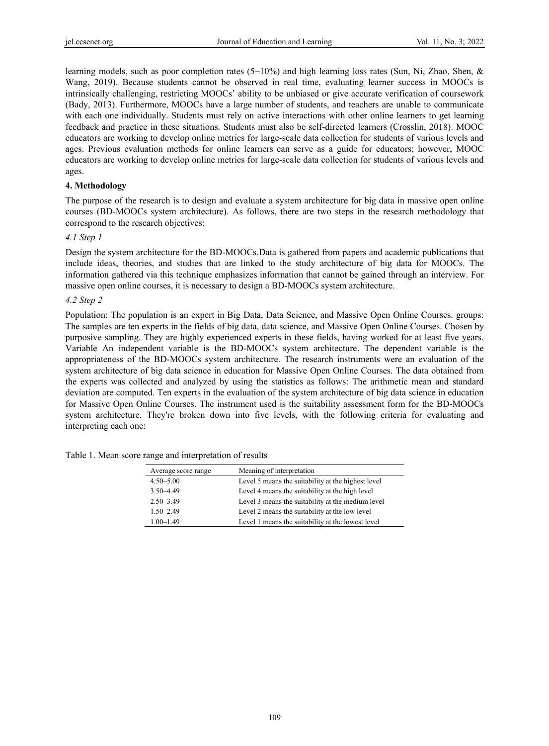learning models, such as poor completion rates (5−10%) and high learning loss rates (Sun, Ni, Zhao, Shen, & Wang, 2019). Because students cannot be observed in real time, evaluating learner success in MOOCs is intrinsically challenging, restricting MOOCs' ability to be unbiased or give accurate verification of coursework (Bady, 2013). Furthermore, MOOCs have a large number of students, and teachers are unable to communicate with each one individually. Students must rely on active interactions with other online learners to get learning feedback and practice in these situations. Students must also be self-directed learners (Crosslin, 2018). MOOC educators are working to develop online metrics for large-scale data collection for students of various levels and ages. Previous evaluation methods for online learners can serve as a guide for educators; however, MOOC educators are working to develop online metrics for large-scale data collection for students of various levels and ages.

## 4. Methodology

The purpose of the research is to design and evaluate a system architecture for big data in massive open online courses (BD-MOOCs system architecture). As follows, there are two steps in the research methodology that correspond to the research objectives:

### *4.1 Step 1*

Design the system architecture for the BD-MOOCs.Data is gathered from papers and academic publications that include ideas, theories, and studies that are linked to the study architecture of big data for MOOCs. The information gathered via this technique emphasizes information that cannot be gained through an interview. For massive open online courses, it is necessary to design a BD-MOOCs system architecture.

### *4.2 Step 2*

Population: The population is an expert in Big Data, Data Science, and Massive Open Online Courses. groups: The samples are ten experts in the fields of big data, data science, and Massive Open Online Courses. Chosen by purposive sampling. They are highly experienced experts in these fields, having worked for at least five years. Variable An independent variable is the BD-MOOCs system architecture. The dependent variable is the appropriateness of the BD-MOOCs system architecture. The research instruments were an evaluation of the system architecture of big data science in education for Massive Open Online Courses. The data obtained from the experts was collected and analyzed by using the statistics as follows: The arithmetic mean and standard deviation are computed. Ten experts in the evaluation of the system architecture of big data science in education for Massive Open Online Courses. The instrument used is the suitability assessment form for the BD-MOOCs system architecture. They're broken down into five levels, with the following criteria for evaluating and interpreting each one:

Table 1. Mean score range and interpretation of results

| Average score range | Meaning of interpretation |
|---|---|
| 4.50–5.00 | Level 5 means the suitability at the highest level |
| 3.50–4.49 | Level 4 means the suitability at the high level |
| 2.50–3.49 | Level 3 means the suitability at the medium level |
| 1.50–2.49 | Level 2 means the suitability at the low level |
| 1.00–1.49 | Level 1 means the suitability at the lowest level |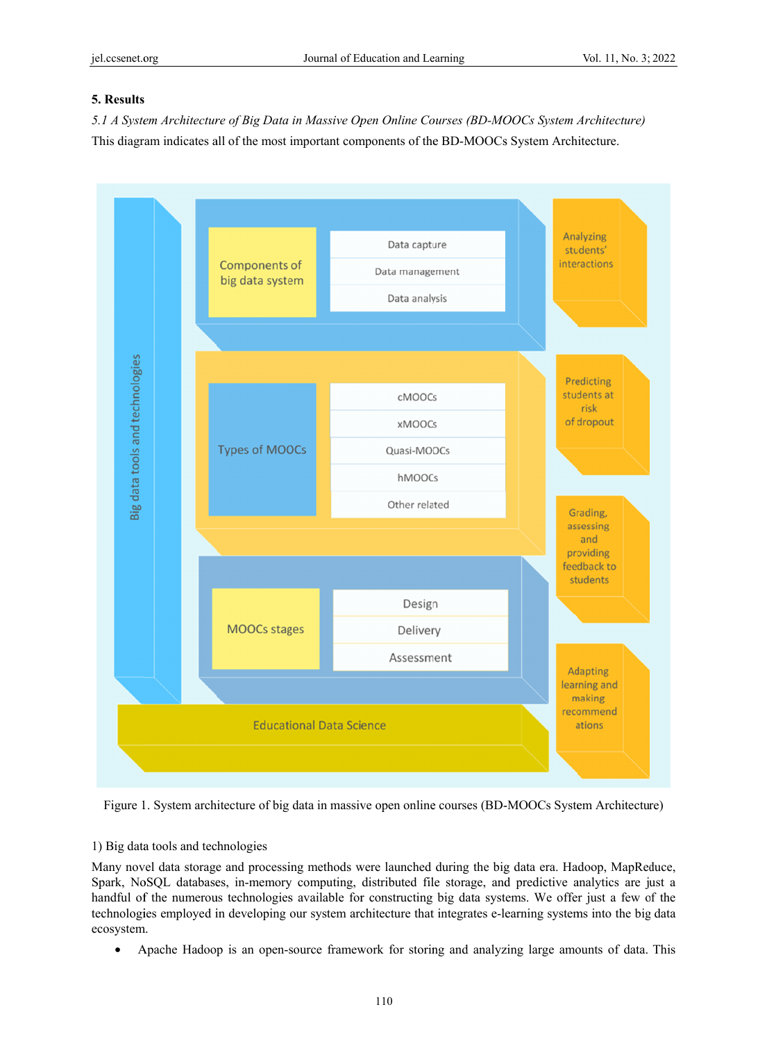## 5. Results

*5.1 A System Architecture of Big Data in Massive Open Online Courses (BD-MOOCs System Architecture)*

This diagram indicates all of the most important components of the BD-MOOCs System Architecture.

Figure 1. System architecture of big data in massive open online courses (BD-MOOCs System Architecture)

1) Big data tools and technologies

Many novel data storage and processing methods were launched during the big data era. Hadoop, MapReduce, Spark, NoSQL databases, in-memory computing, distributed file storage, and predictive analytics are just a handful of the numerous technologies available for constructing big data systems. We offer just a few of the technologies employed in developing our system architecture that integrates e-learning systems into the big data ecosystem.

- Apache Hadoop is an open-source framework for storing and analyzing large amounts of data. This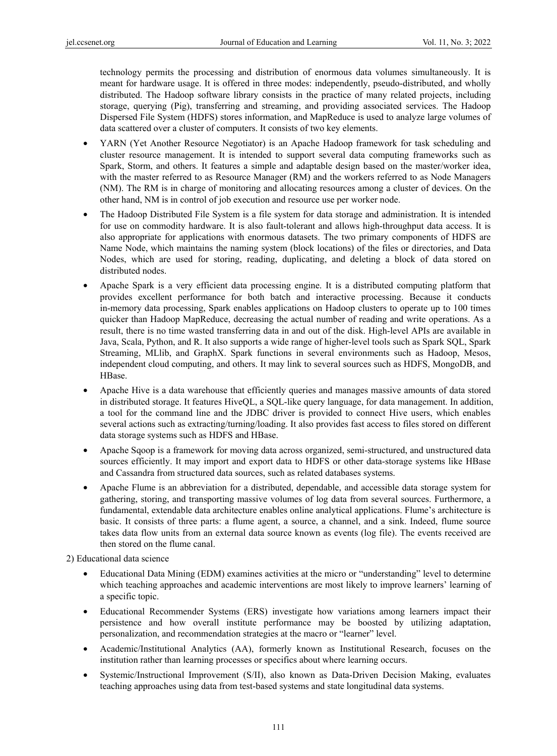technology permits the processing and distribution of enormous data volumes simultaneously. It is meant for hardware usage. It is offered in three modes: independently, pseudo-distributed, and wholly distributed. The Hadoop software library consists in the practice of many related projects, including storage, querying (Pig), transferring and streaming, and providing associated services. The Hadoop Dispersed File System (HDFS) stores information, and MapReduce is used to analyze large volumes of data scattered over a cluster of computers. It consists of two key elements.

- YARN (Yet Another Resource Negotiator) is an Apache Hadoop framework for task scheduling and cluster resource management. It is intended to support several data computing frameworks such as Spark, Storm, and others. It features a simple and adaptable design based on the master/worker idea, with the master referred to as Resource Manager (RM) and the workers referred to as Node Managers (NM). The RM is in charge of monitoring and allocating resources among a cluster of devices. On the other hand, NM is in control of job execution and resource use per worker node.
- The Hadoop Distributed File System is a file system for data storage and administration. It is intended for use on commodity hardware. It is also fault-tolerant and allows high-throughput data access. It is also appropriate for applications with enormous datasets. The two primary components of HDFS are Name Node, which maintains the naming system (block locations) of the files or directories, and Data Nodes, which are used for storing, reading, duplicating, and deleting a block of data stored on distributed nodes.
- Apache Spark is a very efficient data processing engine. It is a distributed computing platform that provides excellent performance for both batch and interactive processing. Because it conducts in-memory data processing, Spark enables applications on Hadoop clusters to operate up to 100 times quicker than Hadoop MapReduce, decreasing the actual number of reading and write operations. As a result, there is no time wasted transferring data in and out of the disk. High-level APIs are available in Java, Scala, Python, and R. It also supports a wide range of higher-level tools such as Spark SQL, Spark Streaming, MLlib, and GraphX. Spark functions in several environments such as Hadoop, Mesos, independent cloud computing, and others. It may link to several sources such as HDFS, MongoDB, and HBase.
- Apache Hive is a data warehouse that efficiently queries and manages massive amounts of data stored in distributed storage. It features HiveQL, a SQL-like query language, for data management. In addition, a tool for the command line and the JDBC driver is provided to connect Hive users, which enables several actions such as extracting/turning/loading. It also provides fast access to files stored on different data storage systems such as HDFS and HBase.
- Apache Sqoop is a framework for moving data across organized, semi-structured, and unstructured data sources efficiently. It may import and export data to HDFS or other data-storage systems like HBase and Cassandra from structured data sources, such as related databases systems.
- Apache Flume is an abbreviation for a distributed, dependable, and accessible data storage system for gathering, storing, and transporting massive volumes of log data from several sources. Furthermore, a fundamental, extendable data architecture enables online analytical applications. Flume's architecture is basic. It consists of three parts: a flume agent, a source, a channel, and a sink. Indeed, flume source takes data flow units from an external data source known as events (log file). The events received are then stored on the flume canal.

2) Educational data science

- Educational Data Mining (EDM) examines activities at the micro or "understanding" level to determine which teaching approaches and academic interventions are most likely to improve learners' learning of a specific topic.
- Educational Recommender Systems (ERS) investigate how variations among learners impact their persistence and how overall institute performance may be boosted by utilizing adaptation, personalization, and recommendation strategies at the macro or "learner" level.
- Academic/Institutional Analytics (AA), formerly known as Institutional Research, focuses on the institution rather than learning processes or specifics about where learning occurs.
- Systemic/Instructional Improvement (S/II), also known as Data-Driven Decision Making, evaluates teaching approaches using data from test-based systems and state longitudinal data systems.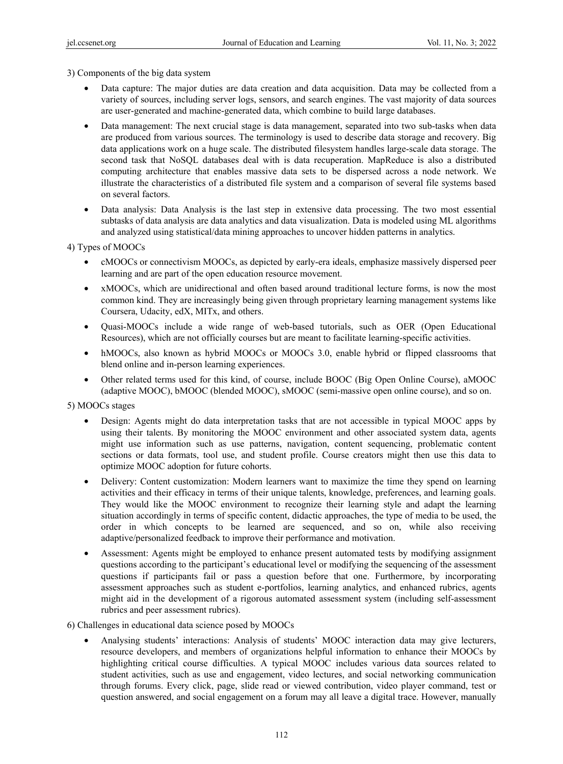3) Components of the big data system

- Data capture: The major duties are data creation and data acquisition. Data may be collected from a variety of sources, including server logs, sensors, and search engines. The vast majority of data sources are user-generated and machine-generated data, which combine to build large databases.
- Data management: The next crucial stage is data management, separated into two sub-tasks when data are produced from various sources. The terminology is used to describe data storage and recovery. Big data applications work on a huge scale. The distributed filesystem handles large-scale data storage. The second task that NoSQL databases deal with is data recuperation. MapReduce is also a distributed computing architecture that enables massive data sets to be dispersed across a node network. We illustrate the characteristics of a distributed file system and a comparison of several file systems based on several factors.
- Data analysis: Data Analysis is the last step in extensive data processing. The two most essential subtasks of data analysis are data analytics and data visualization. Data is modeled using ML algorithms and analyzed using statistical/data mining approaches to uncover hidden patterns in analytics.

4) Types of MOOCs

- cMOOCs or connectivism MOOCs, as depicted by early-era ideals, emphasize massively dispersed peer learning and are part of the open education resource movement.
- xMOOCs, which are unidirectional and often based around traditional lecture forms, is now the most common kind. They are increasingly being given through proprietary learning management systems like Coursera, Udacity, edX, MITx, and others.
- Quasi-MOOCs include a wide range of web-based tutorials, such as OER (Open Educational Resources), which are not officially courses but are meant to facilitate learning-specific activities.
- hMOOCs, also known as hybrid MOOCs or MOOCs 3.0, enable hybrid or flipped classrooms that blend online and in-person learning experiences.
- Other related terms used for this kind, of course, include BOOC (Big Open Online Course), aMOOC (adaptive MOOC), bMOOC (blended MOOC), sMOOC (semi-massive open online course), and so on.

5) MOOCs stages

- Design: Agents might do data interpretation tasks that are not accessible in typical MOOC apps by using their talents. By monitoring the MOOC environment and other associated system data, agents might use information such as use patterns, navigation, content sequencing, problematic content sections or data formats, tool use, and student profile. Course creators might then use this data to optimize MOOC adoption for future cohorts.
- Delivery: Content customization: Modern learners want to maximize the time they spend on learning activities and their efficacy in terms of their unique talents, knowledge, preferences, and learning goals. They would like the MOOC environment to recognize their learning style and adapt the learning situation accordingly in terms of specific content, didactic approaches, the type of media to be used, the order in which concepts to be learned are sequenced, and so on, while also receiving adaptive/personalized feedback to improve their performance and motivation.
- Assessment: Agents might be employed to enhance present automated tests by modifying assignment questions according to the participant's educational level or modifying the sequencing of the assessment questions if participants fail or pass a question before that one. Furthermore, by incorporating assessment approaches such as student e-portfolios, learning analytics, and enhanced rubrics, agents might aid in the development of a rigorous automated assessment system (including self-assessment rubrics and peer assessment rubrics).

6) Challenges in educational data science posed by MOOCs

- Analysing students' interactions: Analysis of students' MOOC interaction data may give lecturers, resource developers, and members of organizations helpful information to enhance their MOOCs by highlighting critical course difficulties. A typical MOOC includes various data sources related to student activities, such as use and engagement, video lectures, and social networking communication through forums. Every click, page, slide read or viewed contribution, video player command, test or question answered, and social engagement on a forum may all leave a digital trace. However, manually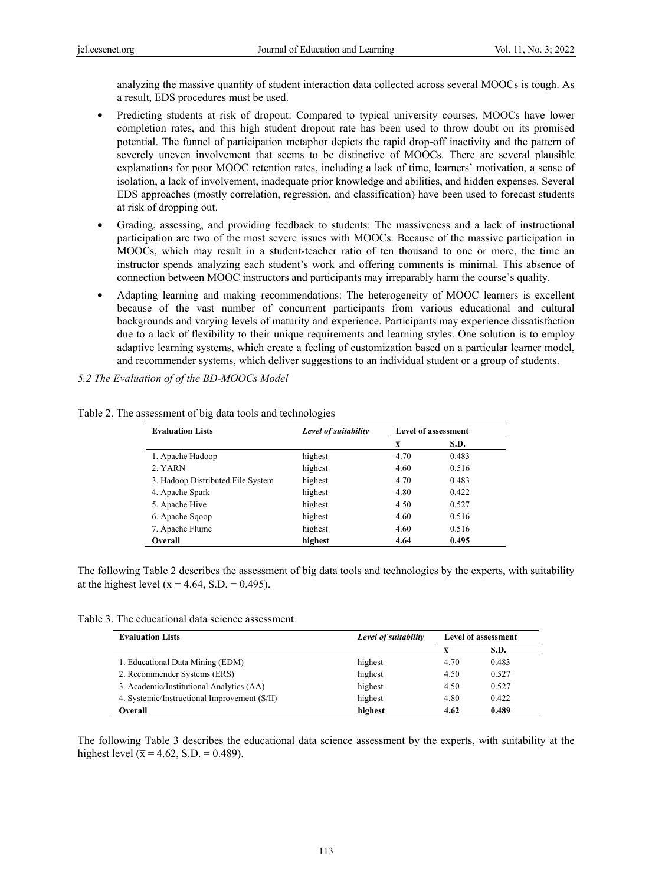analyzing the massive quantity of student interaction data collected across several MOOCs is tough. As a result, EDS procedures must be used.

- Predicting students at risk of dropout: Compared to typical university courses, MOOCs have lower completion rates, and this high student dropout rate has been used to throw doubt on its promised potential. The funnel of participation metaphor depicts the rapid drop-off inactivity and the pattern of severely uneven involvement that seems to be distinctive of MOOCs. There are several plausible explanations for poor MOOC retention rates, including a lack of time, learners' motivation, a sense of isolation, a lack of involvement, inadequate prior knowledge and abilities, and hidden expenses. Several EDS approaches (mostly correlation, regression, and classification) have been used to forecast students at risk of dropping out.
- Grading, assessing, and providing feedback to students: The massiveness and a lack of instructional participation are two of the most severe issues with MOOCs. Because of the massive participation in MOOCs, which may result in a student-teacher ratio of ten thousand to one or more, the time an instructor spends analyzing each student's work and offering comments is minimal. This absence of connection between MOOC instructors and participants may irreparably harm the course's quality.
- Adapting learning and making recommendations: The heterogeneity of MOOC learners is excellent because of the vast number of concurrent participants from various educational and cultural backgrounds and varying levels of maturity and experience. Participants may experience dissatisfaction due to a lack of flexibility to their unique requirements and learning styles. One solution is to employ adaptive learning systems, which create a feeling of customization based on a particular learner model, and recommender systems, which deliver suggestions to an individual student or a group of students.

### *5.2 The Evaluation of of the BD-MOOCs Model*

Table 2. The assessment of big data tools and technologies

| Evaluation Lists | *Level of suitability* | Level of assessment | |
|---|---|---|---|
| | | $\bar{x}$ | S.D. |
| 1. Apache Hadoop | highest | 4.70 | 0.483 |
| 2. YARN | highest | 4.60 | 0.516 |
| 3. Hadoop Distributed File System | highest | 4.70 | 0.483 |
| 4. Apache Spark | highest | 4.80 | 0.422 |
| 5. Apache Hive | highest | 4.50 | 0.527 |
| 6. Apache Sqoop | highest | 4.60 | 0.516 |
| 7. Apache Flume | highest | 4.60 | 0.516 |
| **Overall** | **highest** | **4.64** | **0.495** |

The following Table 2 describes the assessment of big data tools and technologies by the experts, with suitability at the highest level ($\bar{x}$ = 4.64, S.D. = 0.495).

Table 3. The educational data science assessment

| Evaluation Lists | *Level of suitability* | Level of assessment | |
|---|---|---|---|
| | | $\bar{x}$ | S.D. |
| 1. Educational Data Mining (EDM) | highest | 4.70 | 0.483 |
| 2. Recommender Systems (ERS) | highest | 4.50 | 0.527 |
| 3. Academic/Institutional Analytics (AA) | highest | 4.50 | 0.527 |
| 4. Systemic/Instructional Improvement (S/II) | highest | 4.80 | 0.422 |
| **Overall** | **highest** | **4.62** | **0.489** |

The following Table 3 describes the educational data science assessment by the experts, with suitability at the highest level ($\bar{x}$ = 4.62, S.D. = 0.489).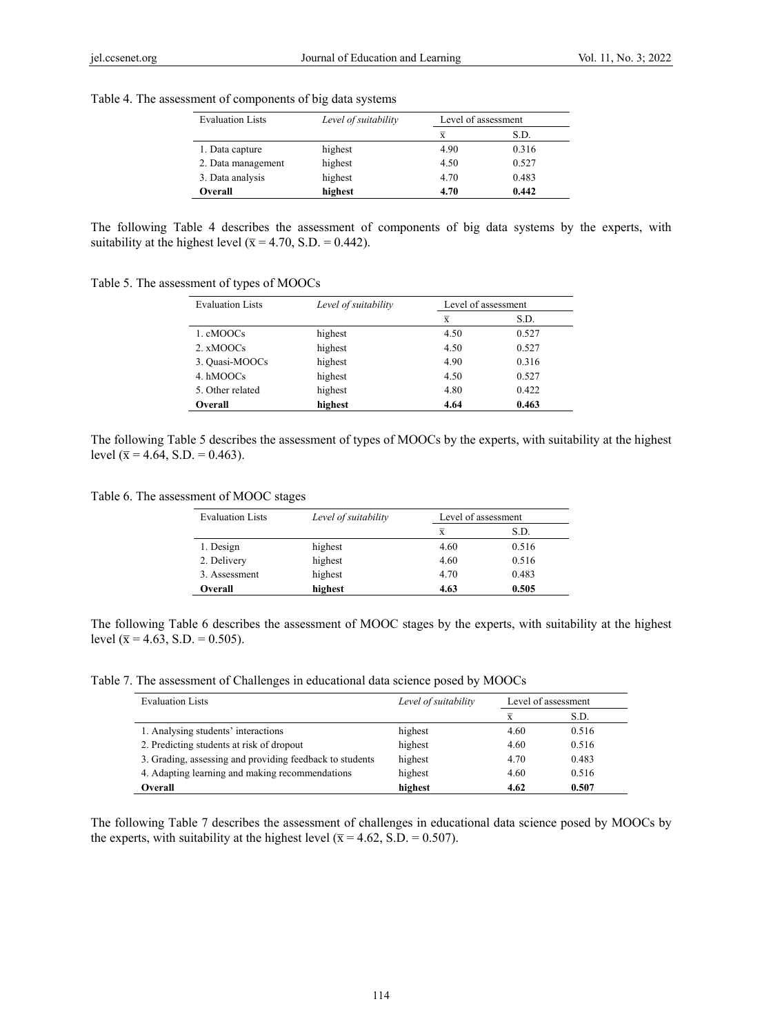Table 4. The assessment of components of big data systems

| Evaluation Lists | *Level of suitability* | Level of assessment | |
|---|---|---|---|
| | | $\overline{x}$ | S.D. |
| 1. Data capture | highest | 4.90 | 0.316 |
| 2. Data management | highest | 4.50 | 0.527 |
| 3. Data analysis | highest | 4.70 | 0.483 |
| **Overall** | **highest** | **4.70** | **0.442** |

The following Table 4 describes the assessment of components of big data systems by the experts, with suitability at the highest level ($\overline{x}$ = 4.70, S.D. = 0.442).

Table 5. The assessment of types of MOOCs

| Evaluation Lists | *Level of suitability* | Level of assessment | |
|---|---|---|---|
| | | $\overline{x}$ | S.D. |
| 1. cMOOCs | highest | 4.50 | 0.527 |
| 2. xMOOCs | highest | 4.50 | 0.527 |
| 3. Quasi-MOOCs | highest | 4.90 | 0.316 |
| 4. hMOOCs | highest | 4.50 | 0.527 |
| 5. Other related | highest | 4.80 | 0.422 |
| **Overall** | **highest** | **4.64** | **0.463** |

The following Table 5 describes the assessment of types of MOOCs by the experts, with suitability at the highest level ($\overline{x}$ = 4.64, S.D. = 0.463).

Table 6. The assessment of MOOC stages

| Evaluation Lists | *Level of suitability* | Level of assessment | |
|---|---|---|---|
| | | $\overline{x}$ | S.D. |
| 1. Design | highest | 4.60 | 0.516 |
| 2. Delivery | highest | 4.60 | 0.516 |
| 3. Assessment | highest | 4.70 | 0.483 |
| **Overall** | **highest** | **4.63** | **0.505** |

The following Table 6 describes the assessment of MOOC stages by the experts, with suitability at the highest level ($\overline{x}$ = 4.63, S.D. = 0.505).

Table 7. The assessment of Challenges in educational data science posed by MOOCs

| Evaluation Lists | *Level of suitability* | Level of assessment | |
|---|---|---|---|
| | | $\overline{x}$ | S.D. |
| 1. Analysing students' interactions | highest | 4.60 | 0.516 |
| 2. Predicting students at risk of dropout | highest | 4.60 | 0.516 |
| 3. Grading, assessing and providing feedback to students | highest | 4.70 | 0.483 |
| 4. Adapting learning and making recommendations | highest | 4.60 | 0.516 |
| **Overall** | **highest** | **4.62** | **0.507** |

The following Table 7 describes the assessment of challenges in educational data science posed by MOOCs by the experts, with suitability at the highest level ($\overline{x}$ = 4.62, S.D. = 0.507).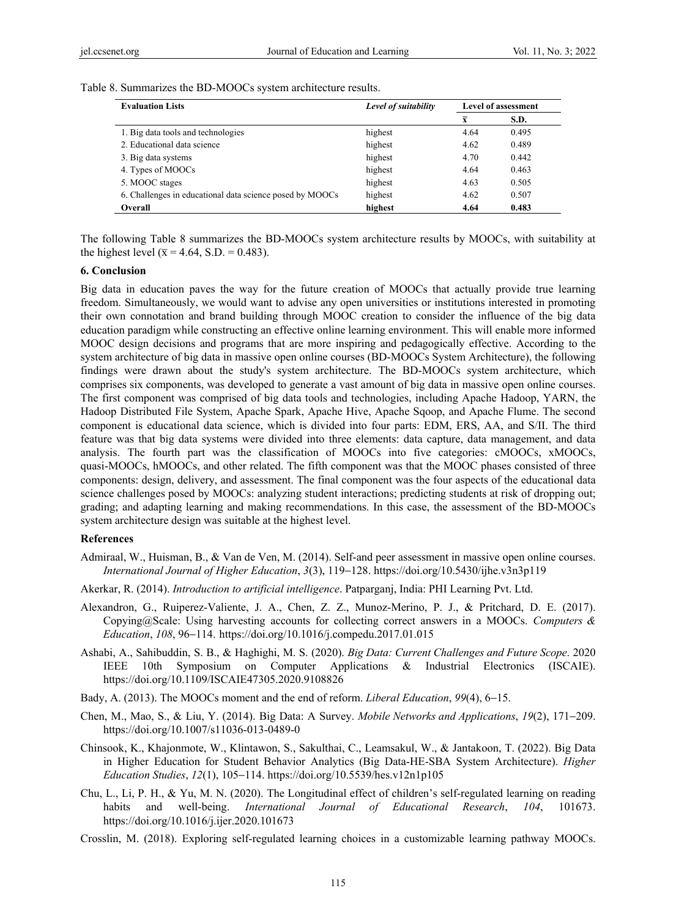Table 8. Summarizes the BD-MOOCs system architecture results.

| **Evaluation Lists** | ***Level of suitability*** | **Level of assessment** | |
|---|---|---|---|
| | | $\bar{x}$ | **S.D.** |
| 1. Big data tools and technologies | highest | 4.64 | 0.495 |
| 2. Educational data science | highest | 4.62 | 0.489 |
| 3. Big data systems | highest | 4.70 | 0.442 |
| 4. Types of MOOCs | highest | 4.64 | 0.463 |
| 5. MOOC stages | highest | 4.63 | 0.505 |
| 6. Challenges in educational data science posed by MOOCs | highest | 4.62 | 0.507 |
| **Overall** | **highest** | **4.64** | **0.483** |

The following Table 8 summarizes the BD-MOOCs system architecture results by MOOCs, with suitability at the highest level ($\bar{x}$ = 4.64, S.D. = 0.483).

### 6. Conclusion

Big data in education paves the way for the future creation of MOOCs that actually provide true learning freedom. Simultaneously, we would want to advise any open universities or institutions interested in promoting their own connotation and brand building through MOOC creation to consider the influence of the big data education paradigm while constructing an effective online learning environment. This will enable more informed MOOC design decisions and programs that are more inspiring and pedagogically effective. According to the system architecture of big data in massive open online courses (BD-MOOCs System Architecture), the following findings were drawn about the study's system architecture. The BD-MOOCs system architecture, which comprises six components, was developed to generate a vast amount of big data in massive open online courses. The first component was comprised of big data tools and technologies, including Apache Hadoop, YARN, the Hadoop Distributed File System, Apache Spark, Apache Hive, Apache Sqoop, and Apache Flume. The second component is educational data science, which is divided into four parts: EDM, ERS, AA, and S/II. The third feature was that big data systems were divided into three elements: data capture, data management, and data analysis. The fourth part was the classification of MOOCs into five categories: cMOOCs, xMOOCs, quasi-MOOCs, hMOOCs, and other related. The fifth component was that the MOOC phases consisted of three components: design, delivery, and assessment. The final component was the four aspects of the educational data science challenges posed by MOOCs: analyzing student interactions; predicting students at risk of dropping out; grading; and adapting learning and making recommendations. In this case, the assessment of the BD-MOOCs system architecture design was suitable at the highest level.

### References

Admiraal, W., Huisman, B., & Van de Ven, M. (2014). Self-and peer assessment in massive open online courses. *International Journal of Higher Education*, *3*(3), 119–128. https://doi.org/10.5430/ijhe.v3n3p119

Akerkar, R. (2014). *Introduction to artificial intelligence*. Patparganj, India: PHI Learning Pvt. Ltd.

Alexandron, G., Ruiperez-Valiente, J. A., Chen, Z. Z., Munoz-Merino, P. J., & Pritchard, D. E. (2017). Copying@Scale: Using harvesting accounts for collecting correct answers in a MOOCs. *Computers & Education*, *108*, 96–114. https://doi.org/10.1016/j.compedu.2017.01.015

Ashabi, A., Sahibuddin, S. B., & Haghighi, M. S. (2020). *Big Data: Current Challenges and Future Scope*. 2020 IEEE 10th Symposium on Computer Applications & Industrial Electronics (ISCAIE). https://doi.org/10.1109/ISCAIE47305.2020.9108826

Bady, A. (2013). The MOOCs moment and the end of reform. *Liberal Education*, *99*(4), 6–15.

Chen, M., Mao, S., & Liu, Y. (2014). Big Data: A Survey. *Mobile Networks and Applications*, *19*(2), 171–209. https://doi.org/10.1007/s11036-013-0489-0

Chinsook, K., Khajonmote, W., Klintawon, S., Sakulthai, C., Leamsakul, W., & Jantakoon, T. (2022). Big Data in Higher Education for Student Behavior Analytics (Big Data-HE-SBA System Architecture). *Higher Education Studies*, *12*(1), 105–114. https://doi.org/10.5539/hes.v12n1p105

Chu, L., Li, P. H., & Yu, M. N. (2020). The Longitudinal effect of children's self-regulated learning on reading habits and well-being. *International Journal of Educational Research*, *104*, 101673. https://doi.org/10.1016/j.ijer.2020.101673

Crosslin, M. (2018). Exploring self-regulated learning choices in a customizable learning pathway MOOCs.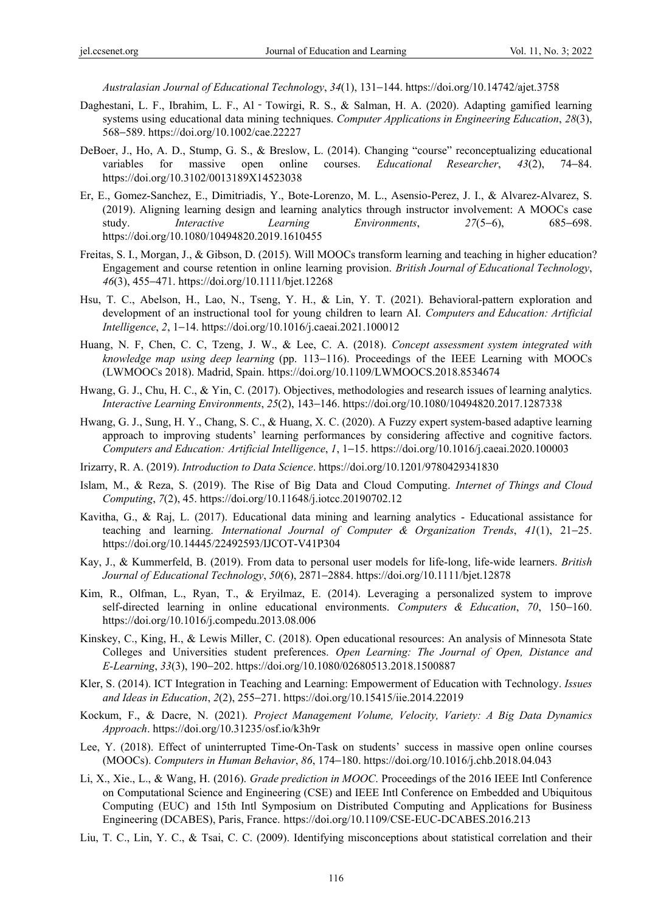*Australasian Journal of Educational Technology*, *34*(1), 131–144. https://doi.org/10.14742/ajet.3758

Daghestani, L. F., Ibrahim, L. F., Al‐Towirgi, R. S., & Salman, H. A. (2020). Adapting gamified learning systems using educational data mining techniques. *Computer Applications in Engineering Education*, *28*(3), 568–589. https://doi.org/10.1002/cae.22227

DeBoer, J., Ho, A. D., Stump, G. S., & Breslow, L. (2014). Changing "course" reconceptualizing educational variables for massive open online courses. *Educational Researcher*, *43*(2), 74–84. https://doi.org/10.3102/0013189X14523038

Er, E., Gomez-Sanchez, E., Dimitriadis, Y., Bote-Lorenzo, M. L., Asensio-Perez, J. I., & Alvarez-Alvarez, S. (2019). Aligning learning design and learning analytics through instructor involvement: A MOOCs case study. *Interactive Learning Environments*, *27*(5–6), 685–698. https://doi.org/10.1080/10494820.2019.1610455

Freitas, S. I., Morgan, J., & Gibson, D. (2015). Will MOOCs transform learning and teaching in higher education? Engagement and course retention in online learning provision. *British Journal of Educational Technology*, *46*(3), 455–471. https://doi.org/10.1111/bjet.12268

Hsu, T. C., Abelson, H., Lao, N., Tseng, Y. H., & Lin, Y. T. (2021). Behavioral-pattern exploration and development of an instructional tool for young children to learn AI. *Computers and Education: Artificial Intelligence*, *2*, 1–14. https://doi.org/10.1016/j.caeai.2021.100012

Huang, N. F, Chen, C. C, Tzeng, J. W., & Lee, C. A. (2018). *Concept assessment system integrated with knowledge map using deep learning* (pp. 113–116). Proceedings of the IEEE Learning with MOOCs (LWMOOCs 2018). Madrid, Spain. https://doi.org/10.1109/LWMOOCS.2018.8534674

Hwang, G. J., Chu, H. C., & Yin, C. (2017). Objectives, methodologies and research issues of learning analytics. *Interactive Learning Environments*, *25*(2), 143–146. https://doi.org/10.1080/10494820.2017.1287338

Hwang, G. J., Sung, H. Y., Chang, S. C., & Huang, X. C. (2020). A Fuzzy expert system-based adaptive learning approach to improving students' learning performances by considering affective and cognitive factors. *Computers and Education: Artificial Intelligence*, *1*, 1–15. https://doi.org/10.1016/j.caeai.2020.100003

Irizarry, R. A. (2019). *Introduction to Data Science*. https://doi.org/10.1201/9780429341830

Islam, M., & Reza, S. (2019). The Rise of Big Data and Cloud Computing. *Internet of Things and Cloud Computing*, *7*(2), 45. https://doi.org/10.11648/j.iotcc.20190702.12

Kavitha, G., & Raj, L. (2017). Educational data mining and learning analytics - Educational assistance for teaching and learning. *International Journal of Computer & Organization Trends*, *41*(1), 21–25. https://doi.org/10.14445/22492593/IJCOT-V41P304

Kay, J., & Kummerfeld, B. (2019). From data to personal user models for life-long, life-wide learners. *British Journal of Educational Technology*, *50*(6), 2871–2884. https://doi.org/10.1111/bjet.12878

Kim, R., Olfman, L., Ryan, T., & Eryilmaz, E. (2014). Leveraging a personalized system to improve self-directed learning in online educational environments. *Computers & Education*, *70*, 150–160. https://doi.org/10.1016/j.compedu.2013.08.006

Kinskey, C., King, H., & Lewis Miller, C. (2018). Open educational resources: An analysis of Minnesota State Colleges and Universities student preferences. *Open Learning: The Journal of Open, Distance and E-Learning*, *33*(3), 190–202. https://doi.org/10.1080/02680513.2018.1500887

Kler, S. (2014). ICT Integration in Teaching and Learning: Empowerment of Education with Technology. *Issues and Ideas in Education*, *2*(2), 255–271. https://doi.org/10.15415/iie.2014.22019

Kockum, F., & Dacre, N. (2021). *Project Management Volume, Velocity, Variety: A Big Data Dynamics Approach*. https://doi.org/10.31235/osf.io/k3h9r

Lee, Y. (2018). Effect of uninterrupted Time-On-Task on students' success in massive open online courses (MOOCs). *Computers in Human Behavior*, *86*, 174–180. https://doi.org/10.1016/j.chb.2018.04.043

Li, X., Xie., L., & Wang, H. (2016). *Grade prediction in MOOC*. Proceedings of the 2016 IEEE Intl Conference on Computational Science and Engineering (CSE) and IEEE Intl Conference on Embedded and Ubiquitous Computing (EUC) and 15th Intl Symposium on Distributed Computing and Applications for Business Engineering (DCABES), Paris, France. https://doi.org/10.1109/CSE-EUC-DCABES.2016.213

Liu, T. C., Lin, Y. C., & Tsai, C. C. (2009). Identifying misconceptions about statistical correlation and their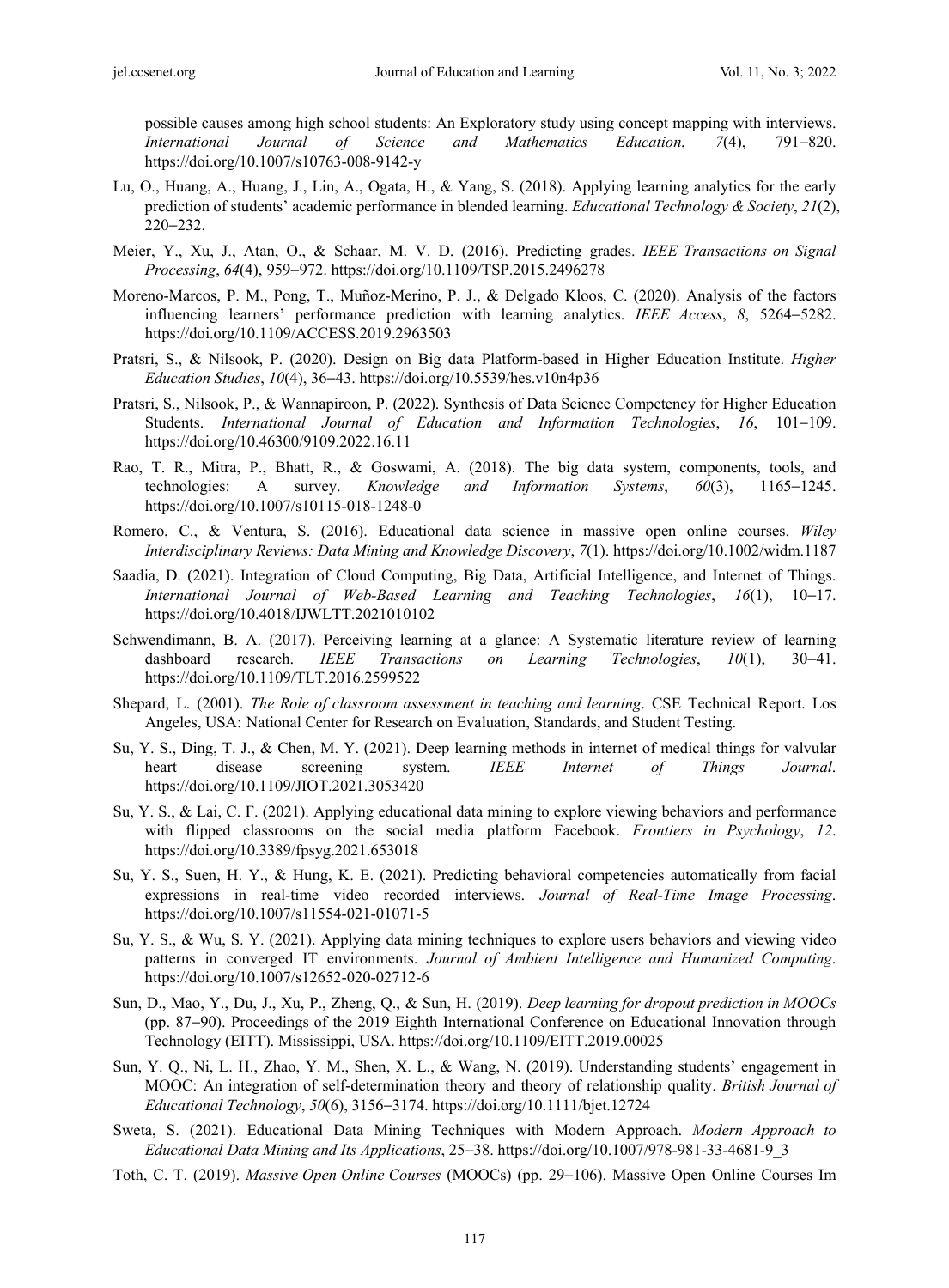possible causes among high school students: An Exploratory study using concept mapping with interviews. *International Journal of Science and Mathematics Education*, *7*(4), 791–820. https://doi.org/10.1007/s10763-008-9142-y

Lu, O., Huang, A., Huang, J., Lin, A., Ogata, H., & Yang, S. (2018). Applying learning analytics for the early prediction of students' academic performance in blended learning. *Educational Technology & Society*, *21*(2), 220–232.

Meier, Y., Xu, J., Atan, O., & Schaar, M. V. D. (2016). Predicting grades. *IEEE Transactions on Signal Processing*, *64*(4), 959–972. https://doi.org/10.1109/TSP.2015.2496278

Moreno-Marcos, P. M., Pong, T., Muñoz-Merino, P. J., & Delgado Kloos, C. (2020). Analysis of the factors influencing learners' performance prediction with learning analytics. *IEEE Access*, *8*, 5264–5282. https://doi.org/10.1109/ACCESS.2019.2963503

Pratsri, S., & Nilsook, P. (2020). Design on Big data Platform-based in Higher Education Institute. *Higher Education Studies*, *10*(4), 36–43. https://doi.org/10.5539/hes.v10n4p36

Pratsri, S., Nilsook, P., & Wannapiroon, P. (2022). Synthesis of Data Science Competency for Higher Education Students. *International Journal of Education and Information Technologies*, *16*, 101–109. https://doi.org/10.46300/9109.2022.16.11

Rao, T. R., Mitra, P., Bhatt, R., & Goswami, A. (2018). The big data system, components, tools, and technologies: A survey. *Knowledge and Information Systems*, *60*(3), 1165–1245. https://doi.org/10.1007/s10115-018-1248-0

Romero, C., & Ventura, S. (2016). Educational data science in massive open online courses. *Wiley Interdisciplinary Reviews: Data Mining and Knowledge Discovery*, *7*(1). https://doi.org/10.1002/widm.1187

Saadia, D. (2021). Integration of Cloud Computing, Big Data, Artificial Intelligence, and Internet of Things. *International Journal of Web-Based Learning and Teaching Technologies*, *16*(1), 10–17. https://doi.org/10.4018/IJWLTT.2021010102

Schwendimann, B. A. (2017). Perceiving learning at a glance: A Systematic literature review of learning dashboard research. *IEEE Transactions on Learning Technologies*, *10*(1), 30–41. https://doi.org/10.1109/TLT.2016.2599522

Shepard, L. (2001). *The Role of classroom assessment in teaching and learning*. CSE Technical Report. Los Angeles, USA: National Center for Research on Evaluation, Standards, and Student Testing.

Su, Y. S., Ding, T. J., & Chen, M. Y. (2021). Deep learning methods in internet of medical things for valvular heart disease screening system. *IEEE Internet of Things Journal*. https://doi.org/10.1109/JIOT.2021.3053420

Su, Y. S., & Lai, C. F. (2021). Applying educational data mining to explore viewing behaviors and performance with flipped classrooms on the social media platform Facebook. *Frontiers in Psychology*, *12*. https://doi.org/10.3389/fpsyg.2021.653018

Su, Y. S., Suen, H. Y., & Hung, K. E. (2021). Predicting behavioral competencies automatically from facial expressions in real-time video recorded interviews. *Journal of Real-Time Image Processing*. https://doi.org/10.1007/s11554-021-01071-5

Su, Y. S., & Wu, S. Y. (2021). Applying data mining techniques to explore users behaviors and viewing video patterns in converged IT environments. *Journal of Ambient Intelligence and Humanized Computing*. https://doi.org/10.1007/s12652-020-02712-6

Sun, D., Mao, Y., Du, J., Xu, P., Zheng, Q., & Sun, H. (2019). *Deep learning for dropout prediction in MOOCs* (pp. 87–90). Proceedings of the 2019 Eighth International Conference on Educational Innovation through Technology (EITT). Mississippi, USA. https://doi.org/10.1109/EITT.2019.00025

Sun, Y. Q., Ni, L. H., Zhao, Y. M., Shen, X. L., & Wang, N. (2019). Understanding students' engagement in MOOC: An integration of self-determination theory and theory of relationship quality. *British Journal of Educational Technology*, *50*(6), 3156–3174. https://doi.org/10.1111/bjet.12724

Sweta, S. (2021). Educational Data Mining Techniques with Modern Approach. *Modern Approach to Educational Data Mining and Its Applications*, 25–38. https://doi.org/10.1007/978-981-33-4681-9_3

Toth, C. T. (2019). *Massive Open Online Courses* (MOOCs) (pp. 29–106). Massive Open Online Courses Im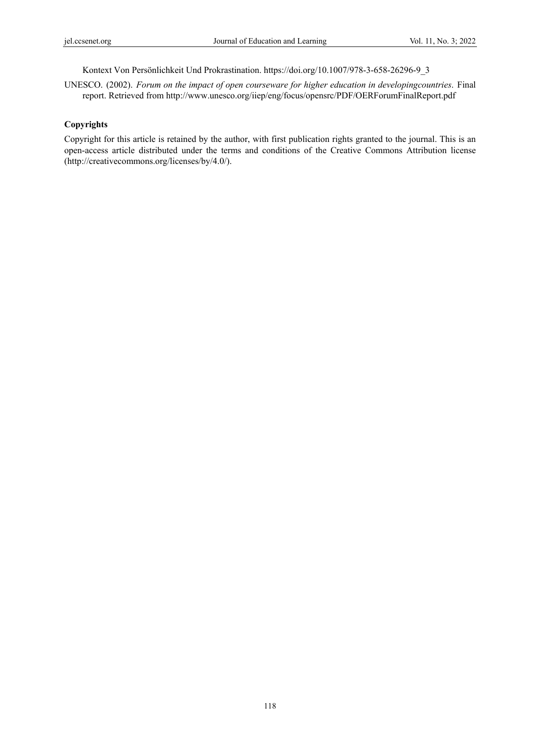Kontext Von Persönlichkeit Und Prokrastination. https://doi.org/10.1007/978-3-658-26296-9_3

UNESCO. (2002). *Forum on the impact of open courseware for higher education in developingcountries*. Final report. Retrieved from http://www.unesco.org/iiep/eng/focus/opensrc/PDF/OERForumFinalReport.pdf

## Copyrights

Copyright for this article is retained by the author, with first publication rights granted to the journal. This is an open-access article distributed under the terms and conditions of the Creative Commons Attribution license (http://creativecommons.org/licenses/by/4.0/).